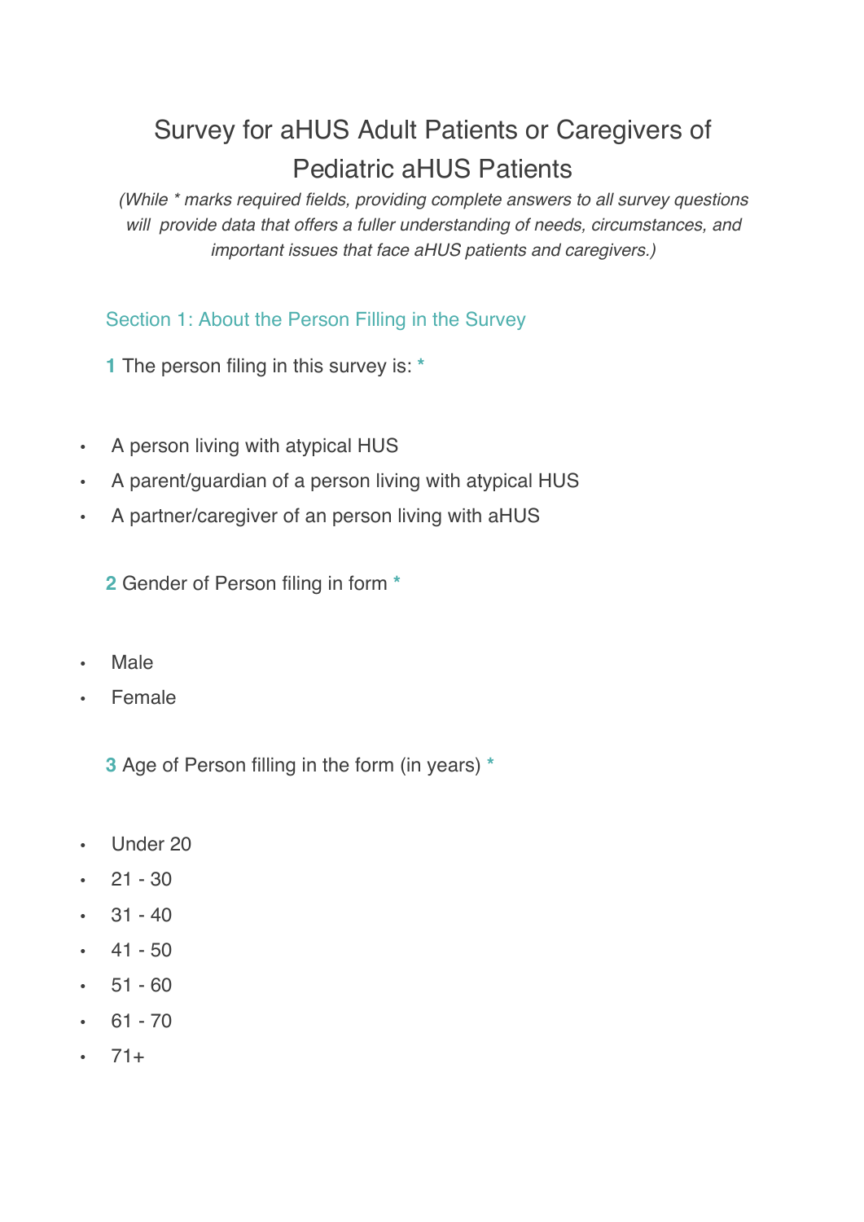# Survey for aHUS Adult Patients or Caregivers of Pediatric aHUS Patients

*(While * marks required fields, providing complete answers to all survey questions will provide data that offers a fuller understanding of needs, circumstances, and important issues that face aHUS patients and caregivers.)*

## Section 1: About the Person Filling in the Survey

**1** The person filing in this survey is: *

- A person living with atypical HUS
- A parent/guardian of a person living with atypical HUS
- A partner/caregiver of an person living with aHUS

**2** Gender of Person filing in form *

- Male
- Female

**3** Age of Person filling in the form (in years) *

- Under 20
- 21 - 30
- 31 - 40
- 41 - 50
- 51 - 60
- 61 - 70
- 71+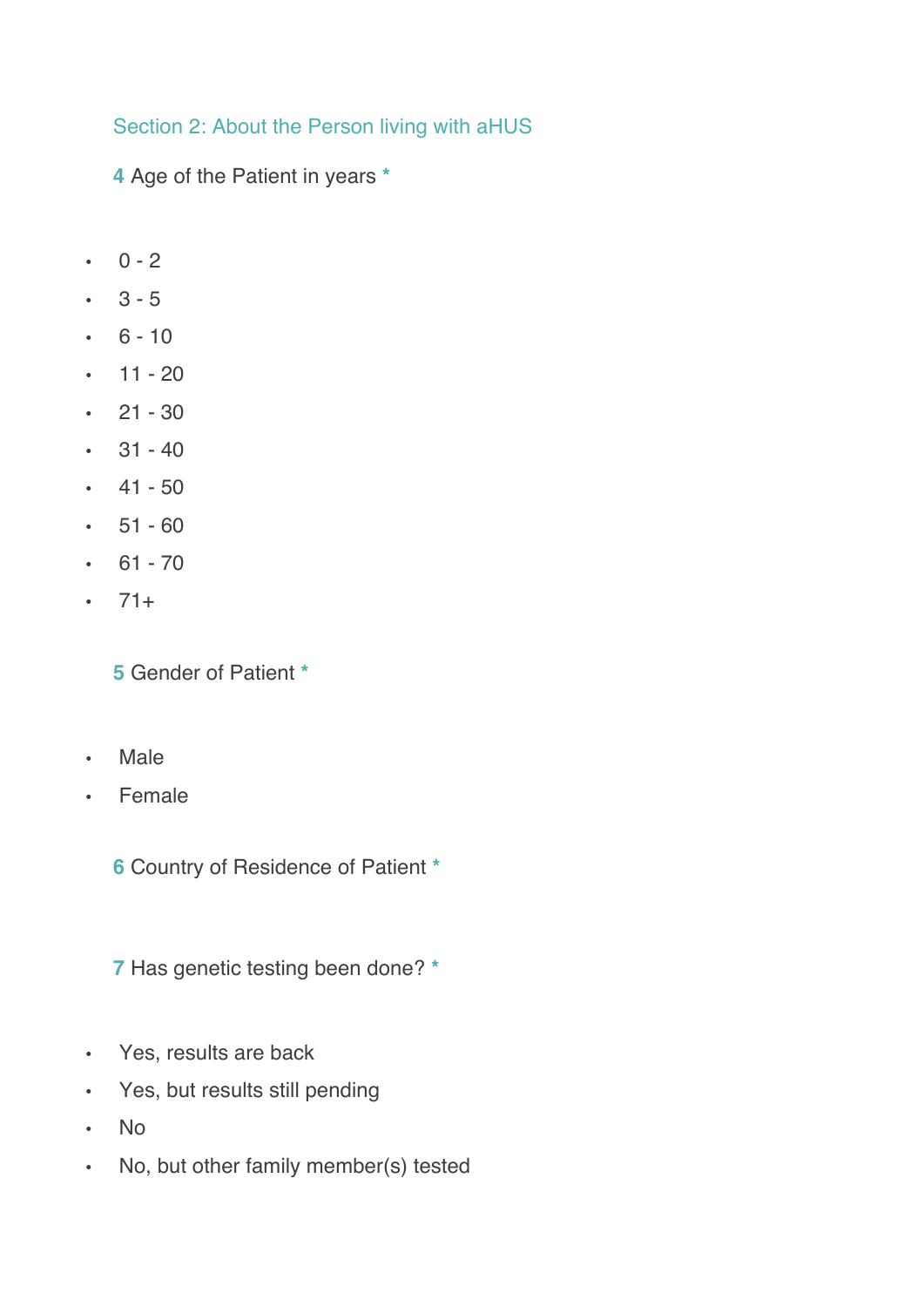## Section 2: About the Person living with aHUS

**4** Age of the Patient in years *

- 0 - 2
- 3 - 5
- 6 - 10
- 11 - 20
- 21 - 30
- 31 - 40
- 41 - 50
- 51 - 60
- 61 - 70
- 71+

**5** Gender of Patient *

- Male
- Female

**6** Country of Residence of Patient *

**7** Has genetic testing been done? *

- Yes, results are back
- Yes, but results still pending
- No
- No, but other family member(s) tested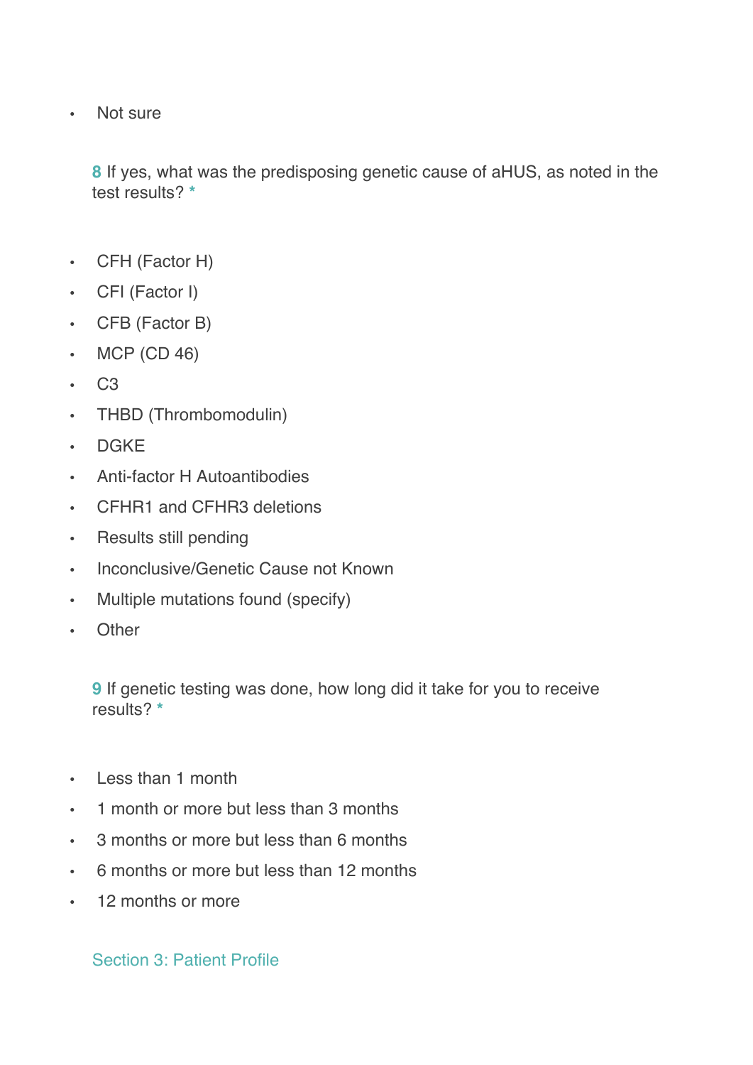- Not sure

**8** If yes, what was the predisposing genetic cause of aHUS, as noted in the test results? *

- CFH (Factor H)
- CFI (Factor I)
- CFB (Factor B)
- MCP (CD 46)
- C3
- THBD (Thrombomodulin)
- DGKE
- Anti-factor H Autoantibodies
- CFHR1 and CFHR3 deletions
- Results still pending
- Inconclusive/Genetic Cause not Known
- Multiple mutations found (specify)
- Other

**9** If genetic testing was done, how long did it take for you to receive results? *

- Less than 1 month
- 1 month or more but less than 3 months
- 3 months or more but less than 6 months
- 6 months or more but less than 12 months
- 12 months or more

## Section 3: Patient Profile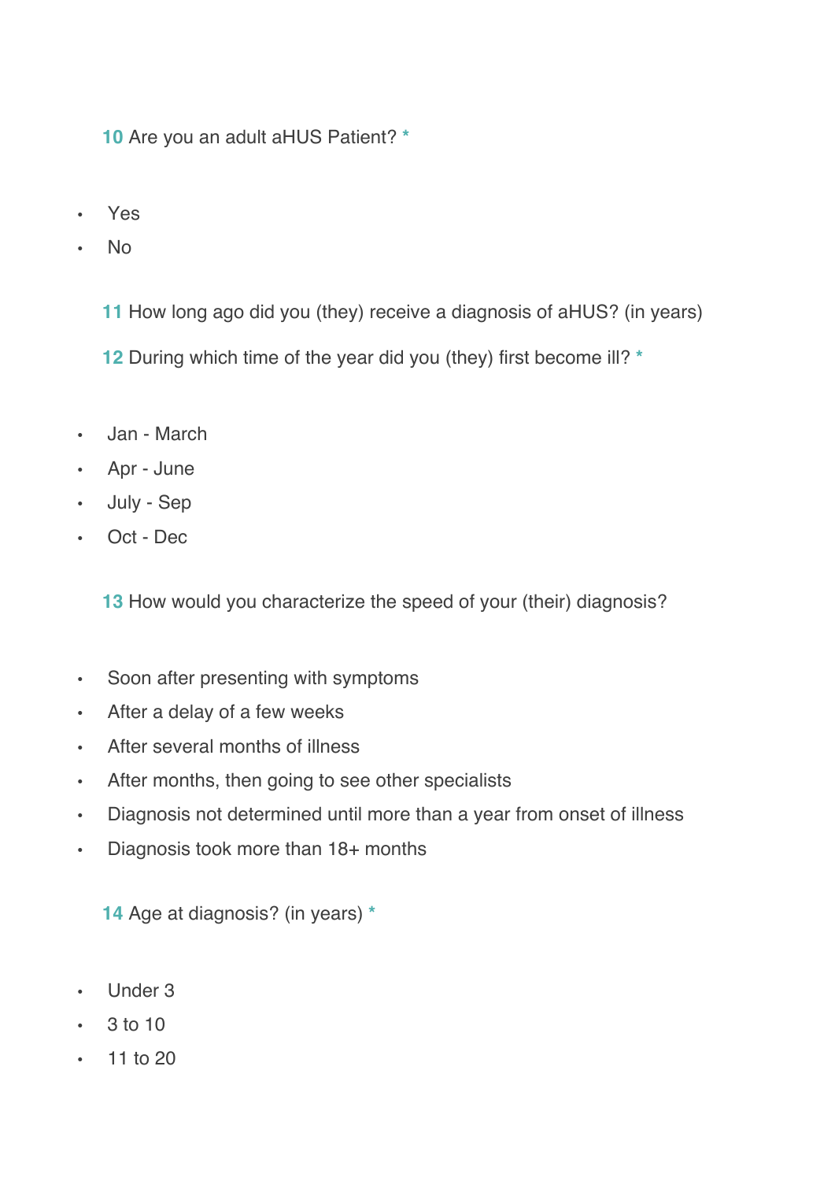**10** Are you an adult aHUS Patient? *

- Yes
- No

**11** How long ago did you (they) receive a diagnosis of aHUS? (in years)

**12** During which time of the year did you (they) first become ill? *

- Jan - March
- Apr - June
- July - Sep
- Oct - Dec

**13** How would you characterize the speed of your (their) diagnosis?

- Soon after presenting with symptoms
- After a delay of a few weeks
- After several months of illness
- After months, then going to see other specialists
- Diagnosis not determined until more than a year from onset of illness
- Diagnosis took more than 18+ months

**14** Age at diagnosis? (in years) *

- Under 3
- 3 to 10
- 11 to 20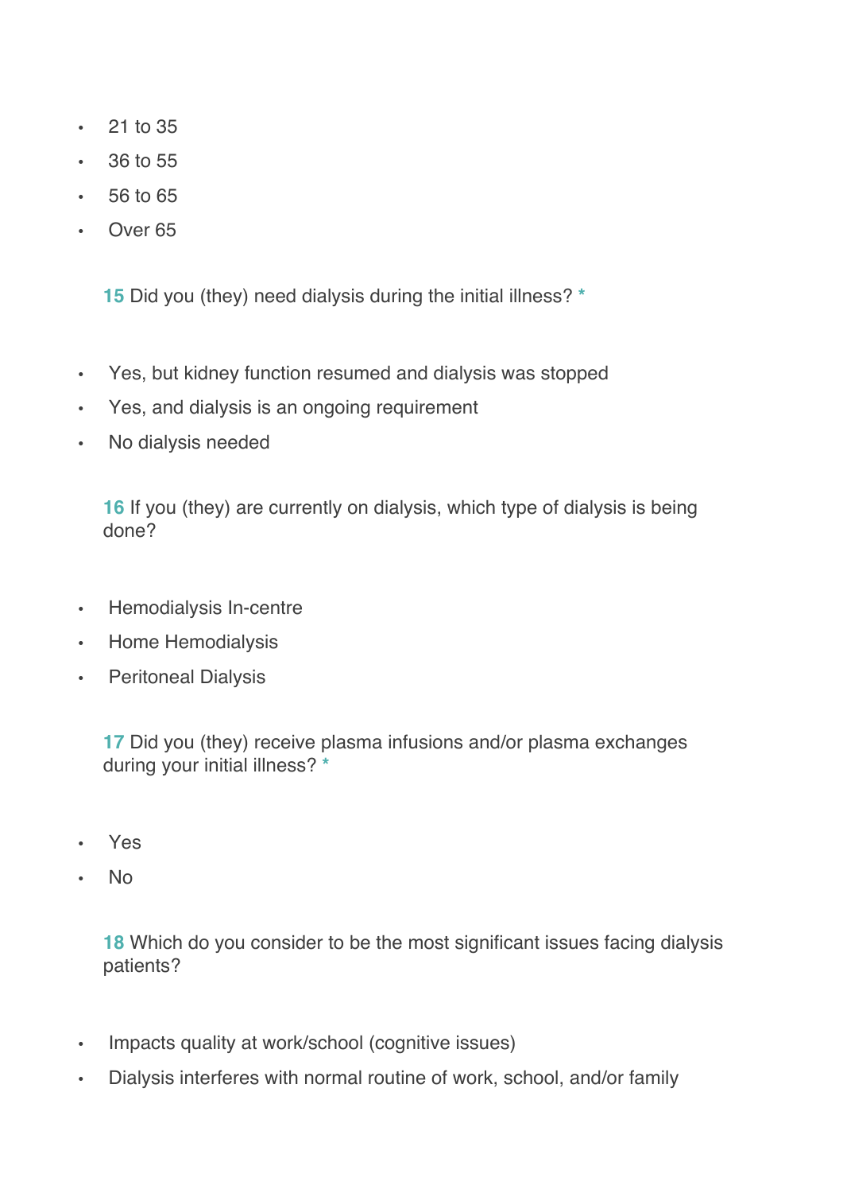- 21 to 35
- 36 to 55
- 56 to 65
- Over 65

**15** Did you (they) need dialysis during the initial illness? *

- Yes, but kidney function resumed and dialysis was stopped
- Yes, and dialysis is an ongoing requirement
- No dialysis needed

**16** If you (they) are currently on dialysis, which type of dialysis is being done?

- Hemodialysis In-centre
- Home Hemodialysis
- Peritoneal Dialysis

**17** Did you (they) receive plasma infusions and/or plasma exchanges during your initial illness? *

- Yes
- No

**18** Which do you consider to be the most significant issues facing dialysis patients?

- Impacts quality at work/school (cognitive issues)
- Dialysis interferes with normal routine of work, school, and/or family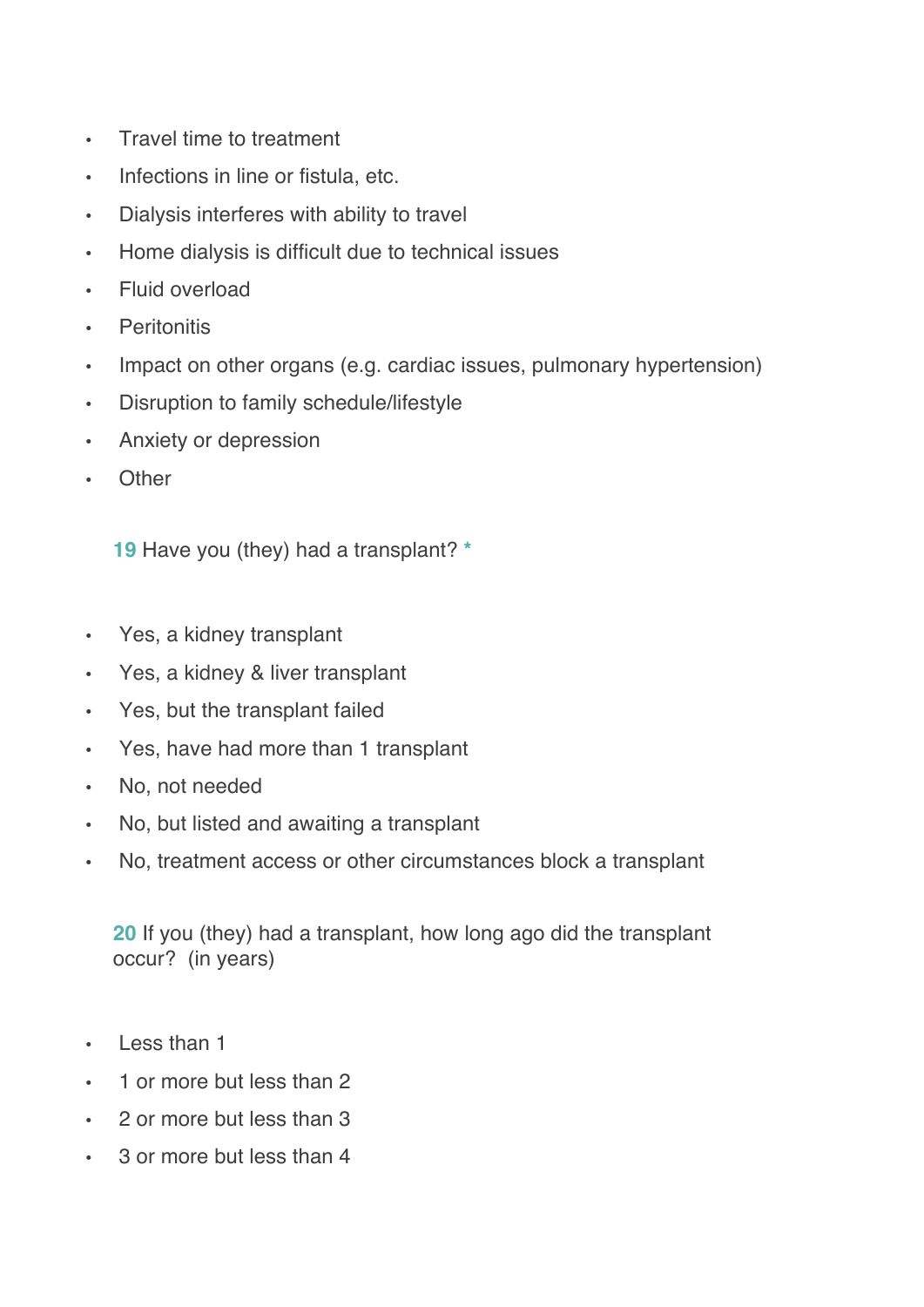- Travel time to treatment
- Infections in line or fistula, etc.
- Dialysis interferes with ability to travel
- Home dialysis is difficult due to technical issues
- Fluid overload
- Peritonitis
- Impact on other organs (e.g. cardiac issues, pulmonary hypertension)
- Disruption to family schedule/lifestyle
- Anxiety or depression
- Other

**19** Have you (they) had a transplant? *

- Yes, a kidney transplant
- Yes, a kidney & liver transplant
- Yes, but the transplant failed
- Yes, have had more than 1 transplant
- No, not needed
- No, but listed and awaiting a transplant
- No, treatment access or other circumstances block a transplant

**20** If you (they) had a transplant, how long ago did the transplant occur? (in years)

- Less than 1
- 1 or more but less than 2
- 2 or more but less than 3
- 3 or more but less than 4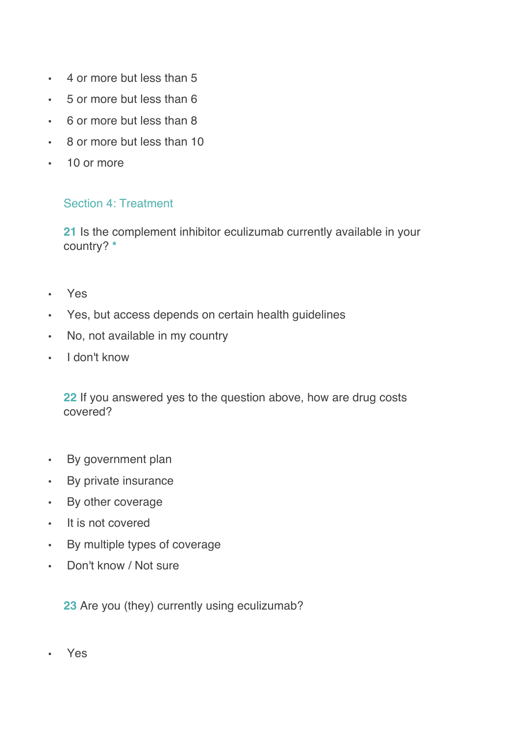- 4 or more but less than 5
- 5 or more but less than 6
- 6 or more but less than 8
- 8 or more but less than 10
- 10 or more

## Section 4: Treatment

**21** Is the complement inhibitor eculizumab currently available in your country? *

- Yes
- Yes, but access depends on certain health guidelines
- No, not available in my country
- I don't know

**22** If you answered yes to the question above, how are drug costs covered?

- By government plan
- By private insurance
- By other coverage
- It is not covered
- By multiple types of coverage
- Don't know / Not sure

**23** Are you (they) currently using eculizumab?

- Yes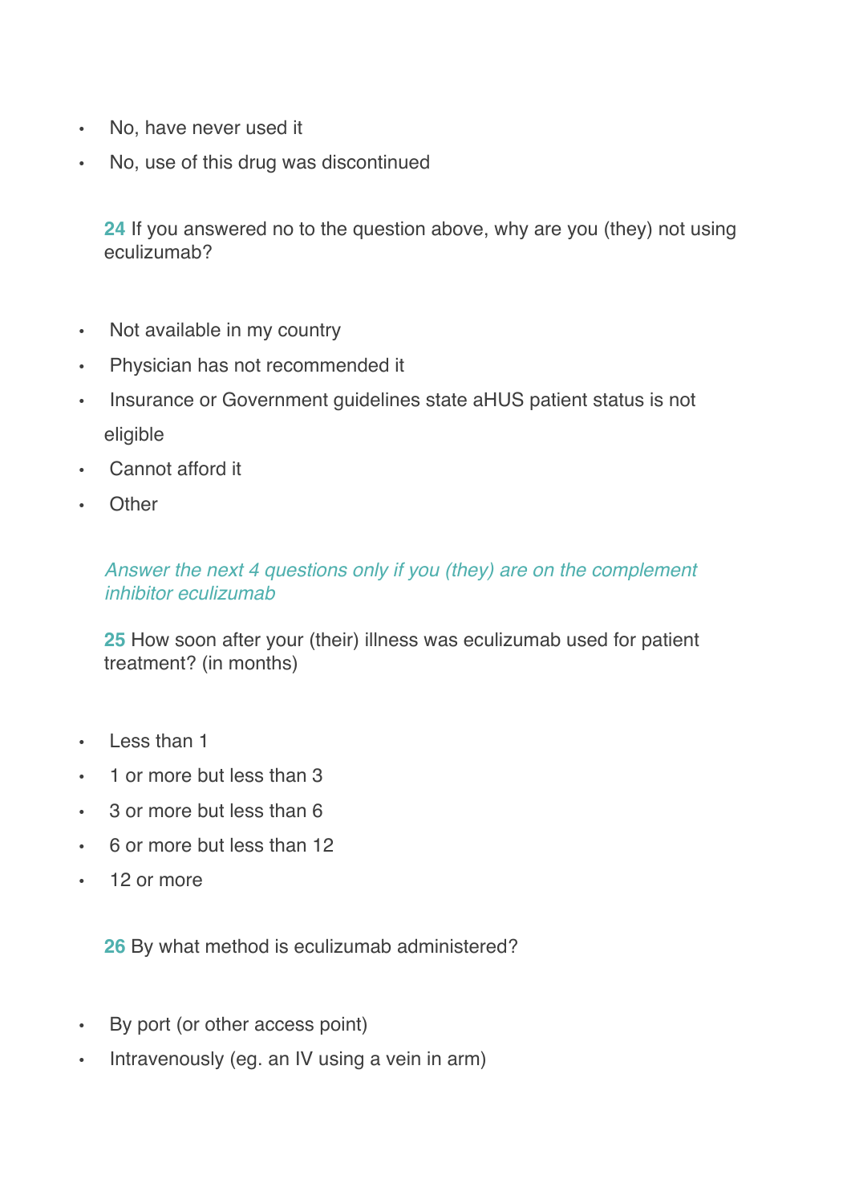- No, have never used it
- No, use of this drug was discontinued

**24** If you answered no to the question above, why are you (they) not using eculizumab?

- Not available in my country
- Physician has not recommended it
- Insurance or Government guidelines state aHUS patient status is not eligible
- Cannot afford it
- Other

*Answer the next 4 questions only if you (they) are on the complement inhibitor eculizumab*

**25** How soon after your (their) illness was eculizumab used for patient treatment? (in months)

- Less than 1
- 1 or more but less than 3
- 3 or more but less than 6
- 6 or more but less than 12
- 12 or more

**26** By what method is eculizumab administered?

- By port (or other access point)
- Intravenously (eg. an IV using a vein in arm)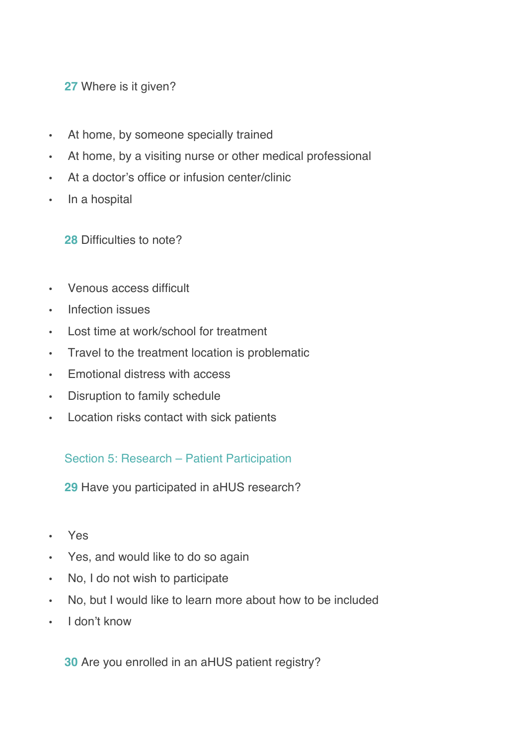**27** Where is it given?

- At home, by someone specially trained
- At home, by a visiting nurse or other medical professional
- At a doctor’s office or infusion center/clinic
- In a hospital

**28** Difficulties to note?

- Venous access difficult
- Infection issues
- Lost time at work/school for treatment
- Travel to the treatment location is problematic
- Emotional distress with access
- Disruption to family schedule
- Location risks contact with sick patients

## Section 5: Research – Patient Participation

**29** Have you participated in aHUS research?

- Yes
- Yes, and would like to do so again
- No, I do not wish to participate
- No, but I would like to learn more about how to be included
- I don’t know

**30** Are you enrolled in an aHUS patient registry?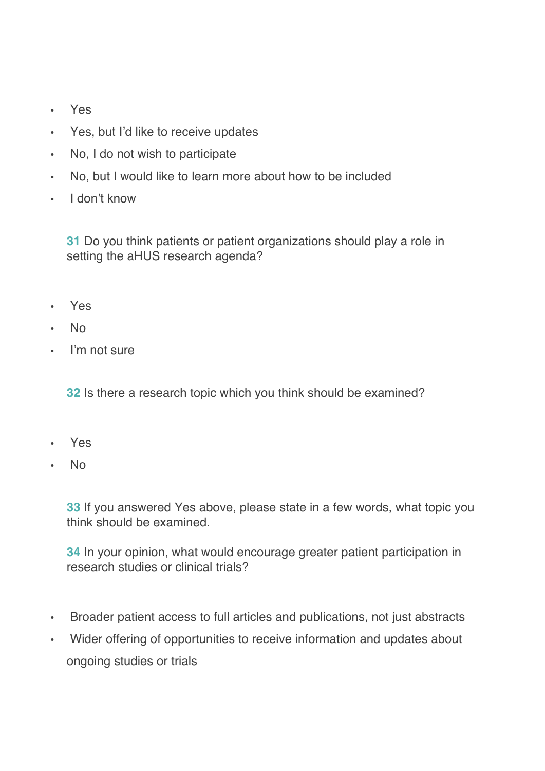- Yes
- Yes, but I'd like to receive updates
- No, I do not wish to participate
- No, but I would like to learn more about how to be included
- I don't know

**31** Do you think patients or patient organizations should play a role in setting the aHUS research agenda?

- Yes
- No
- I'm not sure

**32** Is there a research topic which you think should be examined?

- Yes
- No

**33** If you answered Yes above, please state in a few words, what topic you think should be examined.

**34** In your opinion, what would encourage greater patient participation in research studies or clinical trials?

- Broader patient access to full articles and publications, not just abstracts
- Wider offering of opportunities to receive information and updates about ongoing studies or trials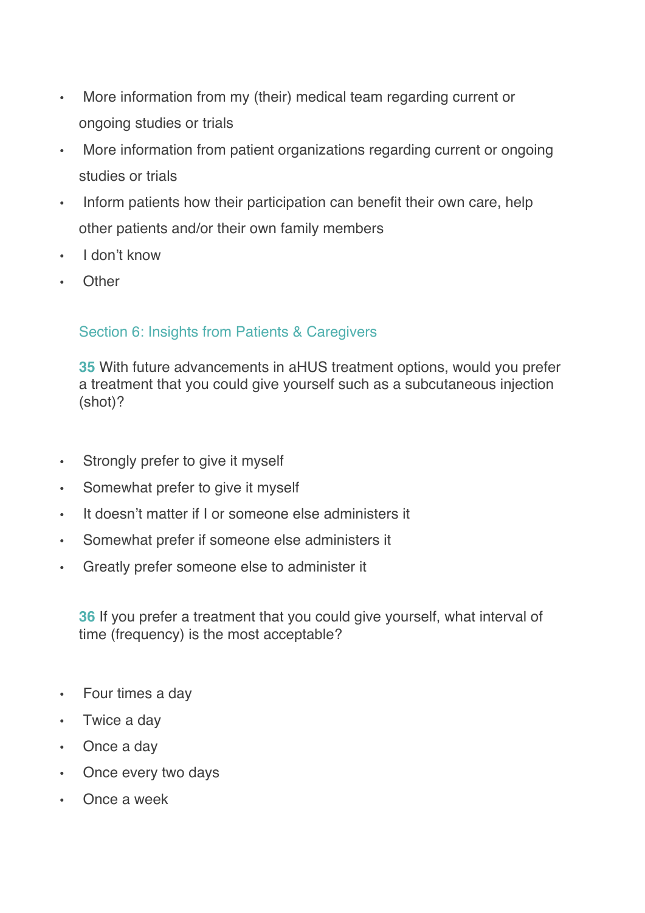- More information from my (their) medical team regarding current or ongoing studies or trials
- More information from patient organizations regarding current or ongoing studies or trials
- Inform patients how their participation can benefit their own care, help other patients and/or their own family members
- I don't know
- Other

## Section 6: Insights from Patients & Caregivers

**35** With future advancements in aHUS treatment options, would you prefer a treatment that you could give yourself such as a subcutaneous injection (shot)?

- Strongly prefer to give it myself
- Somewhat prefer to give it myself
- It doesn't matter if I or someone else administers it
- Somewhat prefer if someone else administers it
- Greatly prefer someone else to administer it

**36** If you prefer a treatment that you could give yourself, what interval of time (frequency) is the most acceptable?

- Four times a day
- Twice a day
- Once a day
- Once every two days
- Once a week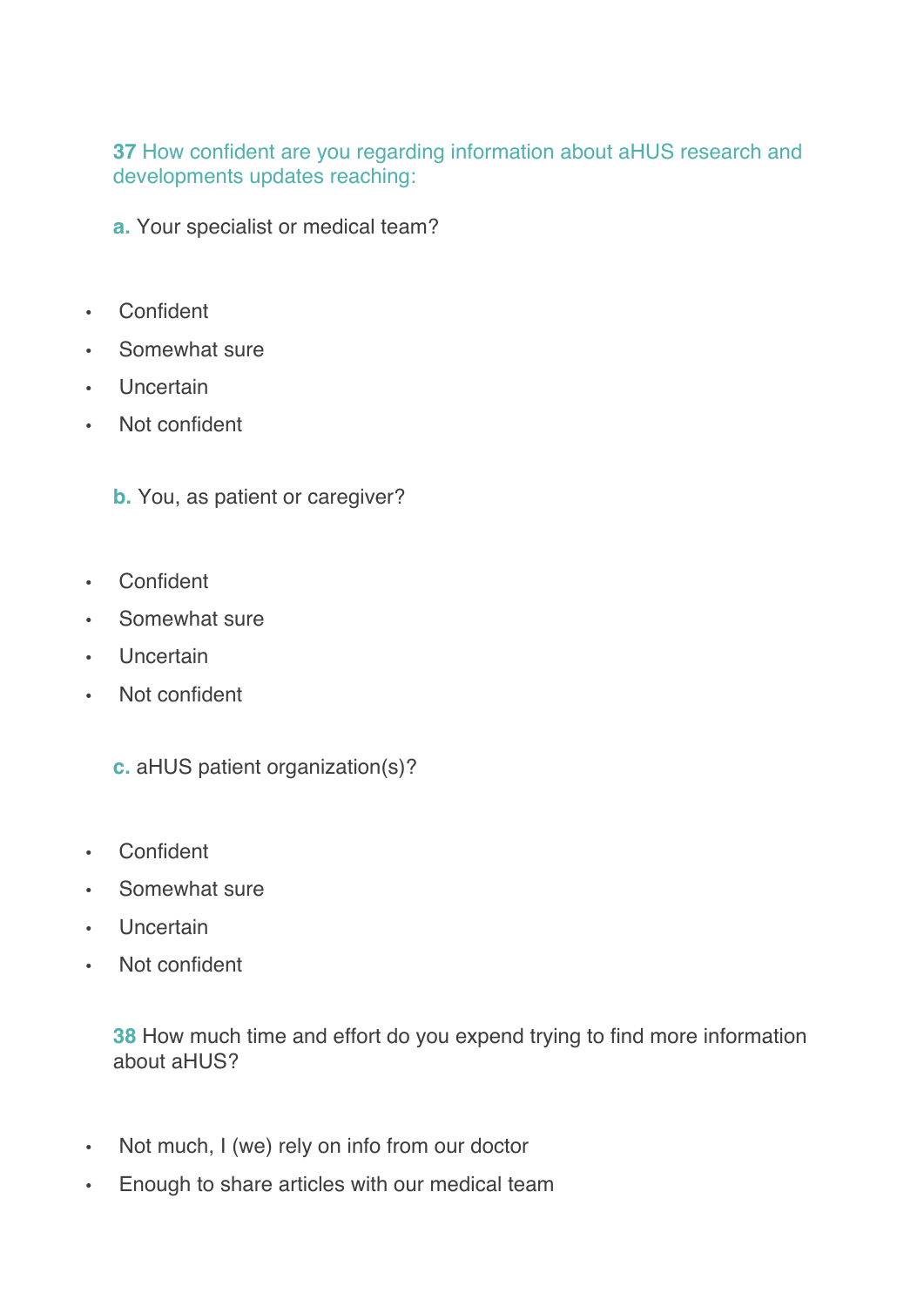**37** How confident are you regarding information about aHUS research and developments updates reaching:

**a.** Your specialist or medical team?

- Confident
- Somewhat sure
- Uncertain
- Not confident

**b.** You, as patient or caregiver?

- Confident
- Somewhat sure
- Uncertain
- Not confident

**c.** aHUS patient organization(s)?

- Confident
- Somewhat sure
- Uncertain
- Not confident

**38** How much time and effort do you expend trying to find more information about aHUS?

- Not much, I (we) rely on info from our doctor
- Enough to share articles with our medical team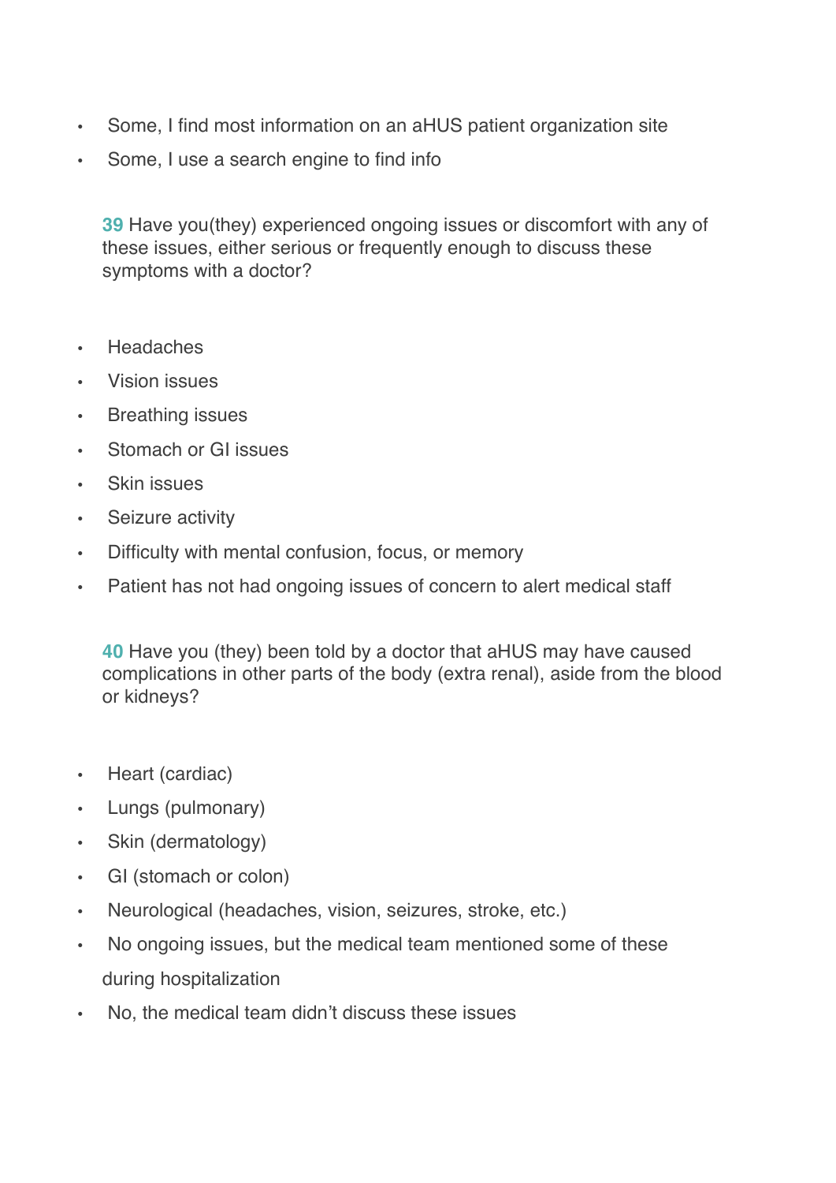- Some, I find most information on an aHUS patient organization site
- Some, I use a search engine to find info

**39** Have you(they) experienced ongoing issues or discomfort with any of these issues, either serious or frequently enough to discuss these symptoms with a doctor?

- Headaches
- Vision issues
- Breathing issues
- Stomach or GI issues
- Skin issues
- Seizure activity
- Difficulty with mental confusion, focus, or memory
- Patient has not had ongoing issues of concern to alert medical staff

**40** Have you (they) been told by a doctor that aHUS may have caused complications in other parts of the body (extra renal), aside from the blood or kidneys?

- Heart (cardiac)
- Lungs (pulmonary)
- Skin (dermatology)
- GI (stomach or colon)
- Neurological (headaches, vision, seizures, stroke, etc.)
- No ongoing issues, but the medical team mentioned some of these during hospitalization
- No, the medical team didn't discuss these issues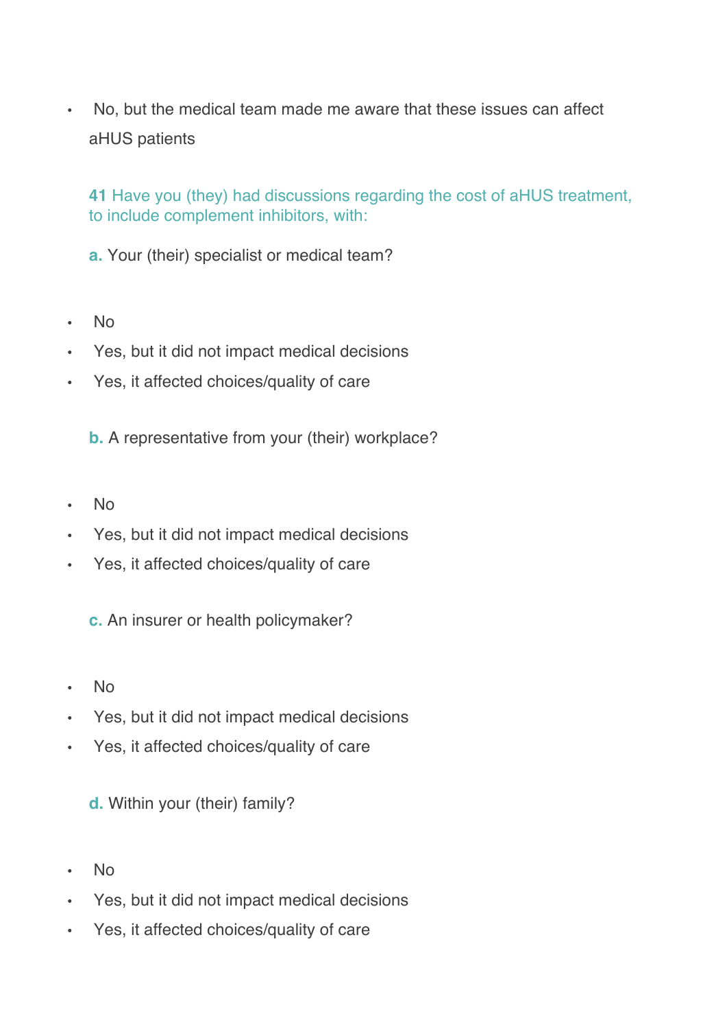- No, but the medical team made me aware that these issues can affect aHUS patients

**41** Have you (they) had discussions regarding the cost of aHUS treatment, to include complement inhibitors, with:

**a.** Your (their) specialist or medical team?

- No
- Yes, but it did not impact medical decisions
- Yes, it affected choices/quality of care

**b.** A representative from your (their) workplace?

- No
- Yes, but it did not impact medical decisions
- Yes, it affected choices/quality of care

**c.** An insurer or health policymaker?

- No
- Yes, but it did not impact medical decisions
- Yes, it affected choices/quality of care

**d.** Within your (their) family?

- No
- Yes, but it did not impact medical decisions
- Yes, it affected choices/quality of care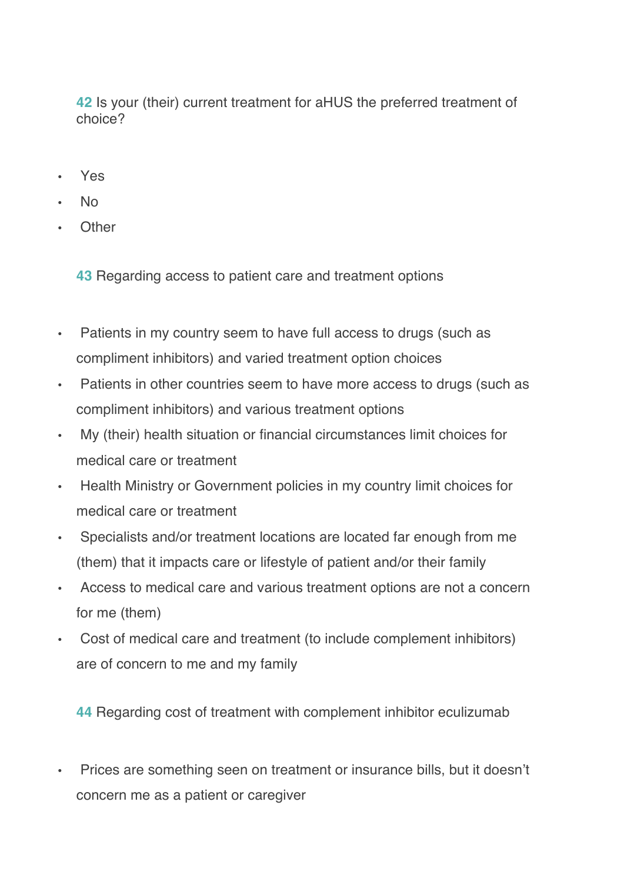**42** Is your (their) current treatment for aHUS the preferred treatment of choice?

- Yes
- No
- Other

**43** Regarding access to patient care and treatment options

- Patients in my country seem to have full access to drugs (such as compliment inhibitors) and varied treatment option choices
- Patients in other countries seem to have more access to drugs (such as compliment inhibitors) and various treatment options
- My (their) health situation or financial circumstances limit choices for medical care or treatment
- Health Ministry or Government policies in my country limit choices for medical care or treatment
- Specialists and/or treatment locations are located far enough from me (them) that it impacts care or lifestyle of patient and/or their family
- Access to medical care and various treatment options are not a concern for me (them)
- Cost of medical care and treatment (to include complement inhibitors) are of concern to me and my family

**44** Regarding cost of treatment with complement inhibitor eculizumab

- Prices are something seen on treatment or insurance bills, but it doesn't concern me as a patient or caregiver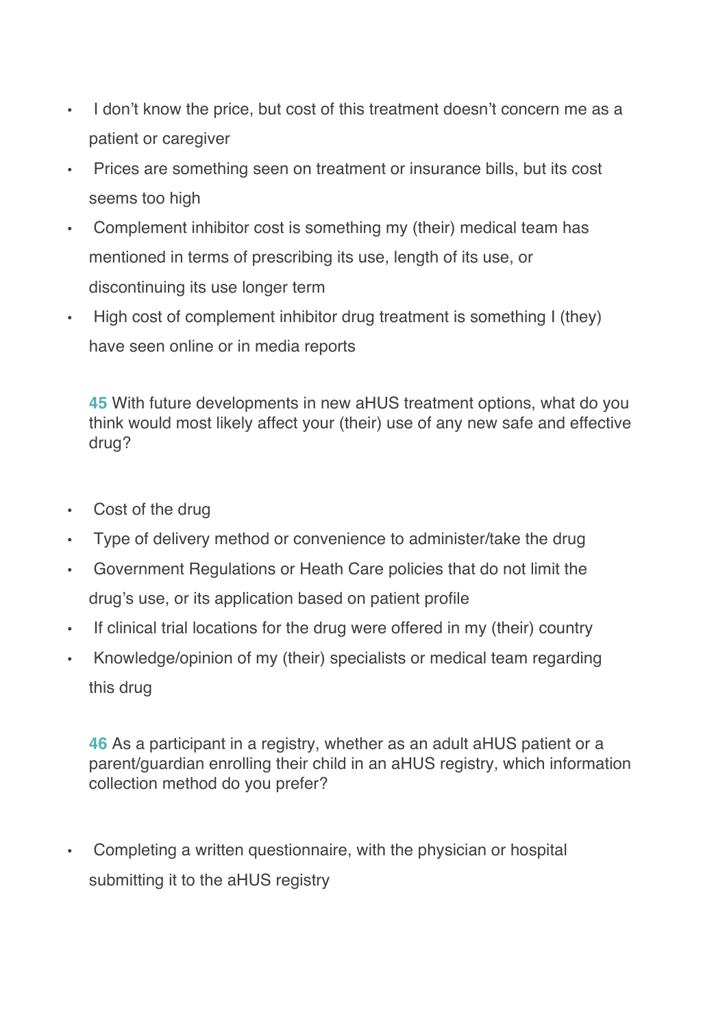- I don't know the price, but cost of this treatment doesn't concern me as a patient or caregiver
- Prices are something seen on treatment or insurance bills, but its cost seems too high
- Complement inhibitor cost is something my (their) medical team has mentioned in terms of prescribing its use, length of its use, or discontinuing its use longer term
- High cost of complement inhibitor drug treatment is something I (they) have seen online or in media reports

**45** With future developments in new aHUS treatment options, what do you think would most likely affect your (their) use of any new safe and effective drug?

- Cost of the drug
- Type of delivery method or convenience to administer/take the drug
- Government Regulations or Heath Care policies that do not limit the drug's use, or its application based on patient profile
- If clinical trial locations for the drug were offered in my (their) country
- Knowledge/opinion of my (their) specialists or medical team regarding this drug

**46** As a participant in a registry, whether as an adult aHUS patient or a parent/guardian enrolling their child in an aHUS registry, which information collection method do you prefer?

- Completing a written questionnaire, with the physician or hospital submitting it to the aHUS registry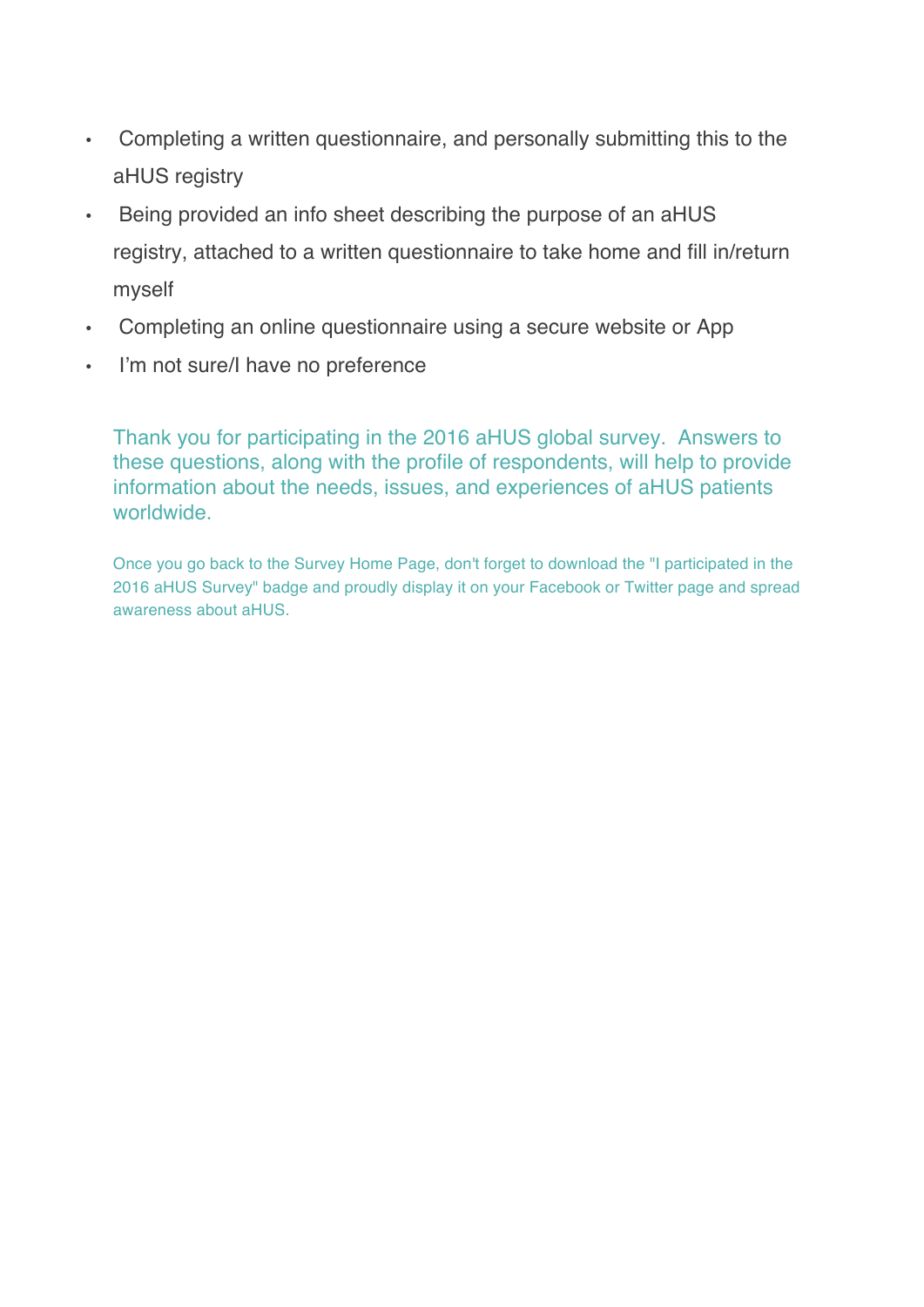- Completing a written questionnaire, and personally submitting this to the aHUS registry
- Being provided an info sheet describing the purpose of an aHUS registry, attached to a written questionnaire to take home and fill in/return myself
- Completing an online questionnaire using a secure website or App
- I'm not sure/I have no preference

Thank you for participating in the 2016 aHUS global survey. Answers to these questions, along with the profile of respondents, will help to provide information about the needs, issues, and experiences of aHUS patients worldwide.

Once you go back to the Survey Home Page, don't forget to download the "I participated in the 2016 aHUS Survey" badge and proudly display it on your Facebook or Twitter page and spread awareness about aHUS.